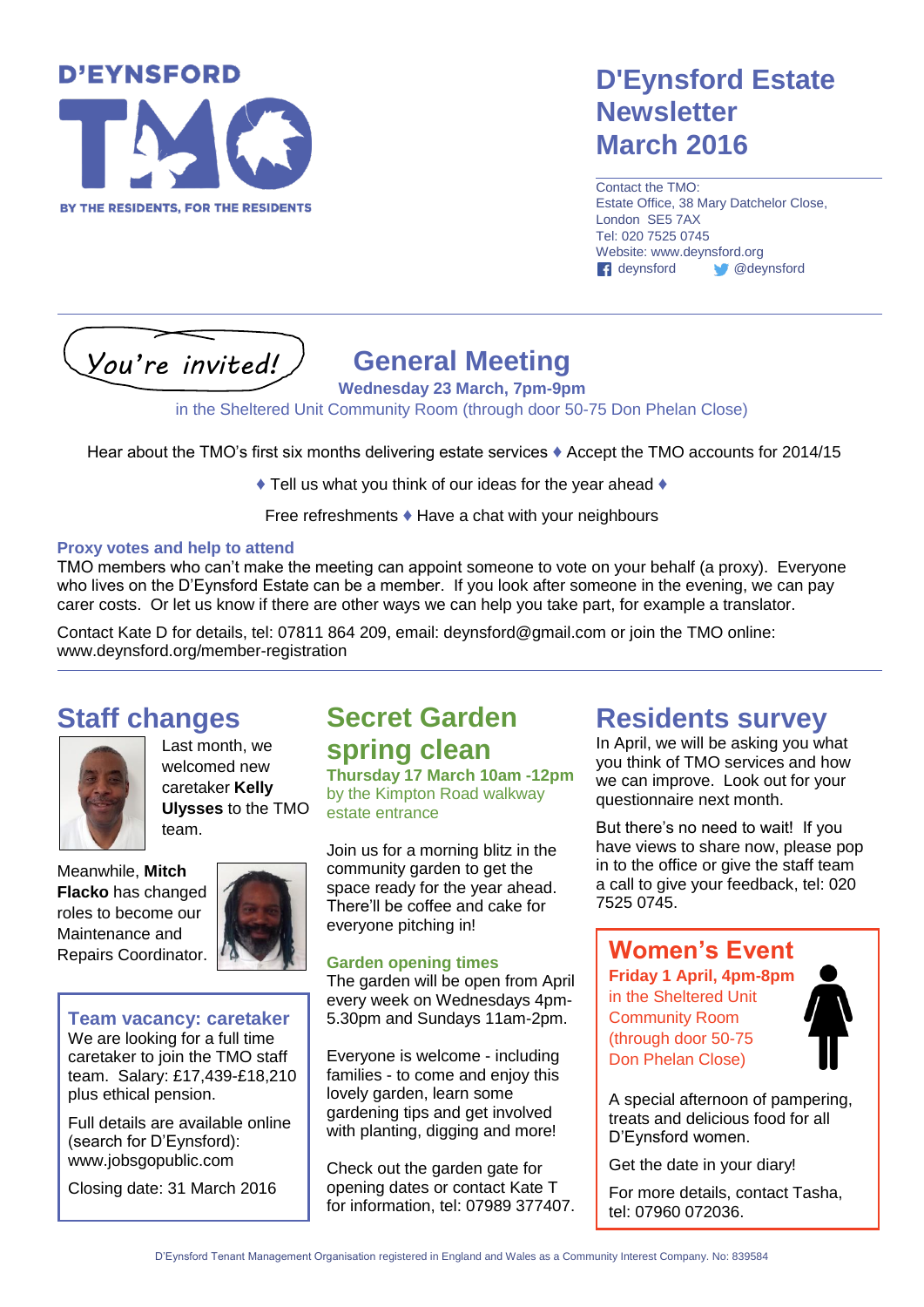D'EYNSFORD TMO

BY THE RESIDENTS, FOR THE RESIDENTS

# D'Eynsford Estate Newsletter March 2016

Contact the TMO:
Estate Office, 38 Mary Datchelor Close,
London SE5 7AX
Tel: 020 7525 0745
Website: www.deynsford.org
deynsford @deynsford

You're invited!

## General Meeting

**Wednesday 23 March, 7pm-9pm**

in the Sheltered Unit Community Room (through door 50-75 Don Phelan Close)

Hear about the TMO's first six months delivering estate services ♦ Accept the TMO accounts for 2014/15

♦ Tell us what you think of our ideas for the year ahead ♦

Free refreshments ♦ Have a chat with your neighbours

### Proxy votes and help to attend

TMO members who can't make the meeting can appoint someone to vote on your behalf (a proxy). Everyone who lives on the D'Eynsford Estate can be a member. If you look after someone in the evening, we can pay carer costs. Or let us know if there are other ways we can help you take part, for example a translator.

Contact Kate D for details, tel: 07811 864 209, email: deynsford@gmail.com or join the TMO online: www.deynsford.org/member-registration

## Staff changes

Last month, we welcomed new caretaker **Kelly Ulysses** to the TMO team.

Meanwhile, **Mitch Flacko** has changed roles to become our Maintenance and Repairs Coordinator.

### Team vacancy: caretaker

We are looking for a full time caretaker to join the TMO staff team. Salary: £17,439-£18,210 plus ethical pension.

Full details are available online (search for D'Eynsford): www.jobsgopublic.com

Closing date: 31 March 2016

## Secret Garden spring clean

**Thursday 17 March 10am -12pm**

by the Kimpton Road walkway estate entrance

Join us for a morning blitz in the community garden to get the space ready for the year ahead. There'll be coffee and cake for everyone pitching in!

### Garden opening times

The garden will be open from April every week on Wednesdays 4pm-5.30pm and Sundays 11am-2pm.

Everyone is welcome - including families - to come and enjoy this lovely garden, learn some gardening tips and get involved with planting, digging and more!

Check out the garden gate for opening dates or contact Kate T for information, tel: 07989 377407.

## Residents survey

In April, we will be asking you what you think of TMO services and how we can improve. Look out for your questionnaire next month.

But there's no need to wait! If you have views to share now, please pop in to the office or give the staff team a call to give your feedback, tel: 020 7525 0745.

### Women's Event

**Friday 1 April, 4pm-8pm**

in the Sheltered Unit Community Room (through door 50-75 Don Phelan Close)

A special afternoon of pampering, treats and delicious food for all D'Eynsford women.

Get the date in your diary!

For more details, contact Tasha, tel: 07960 072036.

D'Eynsford Tenant Management Organisation registered in England and Wales as a Community Interest Company. No: 839584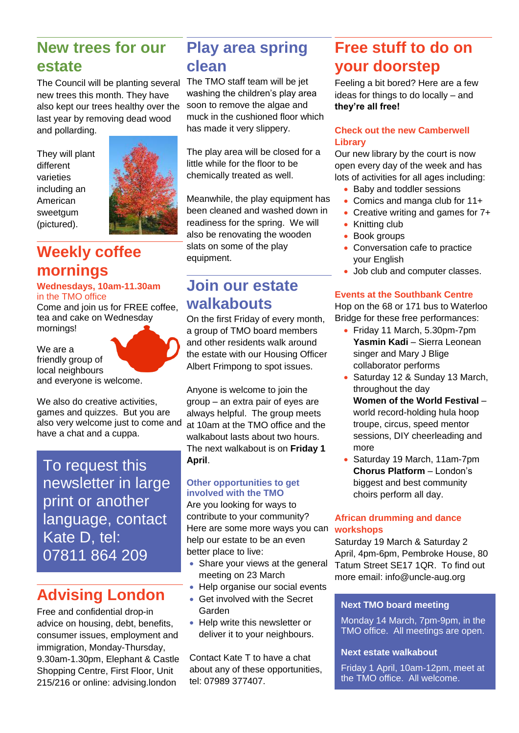## New trees for our estate

The Council will be planting several new trees this month. They have also kept our trees healthy over the last year by removing dead wood and pollarding.

They will plant different varieties including an American sweetgum (pictured).

## Weekly coffee mornings

**Wednesdays, 10am-11.30am**
in the TMO office

Come and join us for FREE coffee, tea and cake on Wednesday mornings!

We are a friendly group of local neighbours and everyone is welcome.

We also do creative activities, games and quizzes. But you are also very welcome just to come and have a chat and a cuppa.

To request this newsletter in large print or another language, contact Kate D, tel: 07811 864 209

## Advising London

Free and confidential drop-in advice on housing, debt, benefits, consumer issues, employment and immigration, Monday-Thursday, 9.30am-1.30pm, Elephant & Castle Shopping Centre, First Floor, Unit 215/216 or online: advising.london

## Play area spring clean

The TMO staff team will be jet washing the children's play area soon to remove the algae and muck in the cushioned floor which has made it very slippery.

The play area will be closed for a little while for the floor to be chemically treated as well.

Meanwhile, the play equipment has been cleaned and washed down in readiness for the spring. We will also be renovating the wooden slats on some of the play equipment.

## Join our estate walkabouts

On the first Friday of every month, a group of TMO board members and other residents walk around the estate with our Housing Officer Albert Frimpong to spot issues.

Anyone is welcome to join the group – an extra pair of eyes are always helpful. The group meets at 10am at the TMO office and the walkabout lasts about two hours. The next walkabout is on **Friday 1 April**.

### Other opportunities to get involved with the TMO

Are you looking for ways to contribute to your community? Here are some more ways you can help our estate to be an even better place to live:

- Share your views at the general meeting on 23 March
- Help organise our social events
- Get involved with the Secret Garden
- Help write this newsletter or deliver it to your neighbours.

Contact Kate T to have a chat about any of these opportunities, tel: 07989 377407.

## Free stuff to do on your doorstep

Feeling a bit bored? Here are a few ideas for things to do locally – and **they're all free!**

### Check out the new Camberwell Library

Our new library by the court is now open every day of the week and has lots of activities for all ages including:

- Baby and toddler sessions
- Comics and manga club for 11+
- Creative writing and games for 7+
- Knitting club
- Book groups
- Conversation cafe to practice your English
- Job club and computer classes.

### Events at the Southbank Centre

Hop on the 68 or 171 bus to Waterloo Bridge for these free performances:

- Friday 11 March, 5.30pm-7pm
  **Yasmin Kadi** – Sierra Leonean singer and Mary J Blige collaborator performs
- Saturday 12 & Sunday 13 March, throughout the day
  **Women of the World Festival** – world record-holding hula hoop troupe, circus, speed mentor sessions, DIY cheerleading and more
- Saturday 19 March, 11am-7pm
  **Chorus Platform** – London's biggest and best community choirs perform all day.

### African drumming and dance workshops

Saturday 19 March & Saturday 2 April, 4pm-6pm, Pembroke House, 80 Tatum Street SE17 1QR. To find out more email: info@uncle-aug.org

**Next TMO board meeting**

Monday 14 March, 7pm-9pm, in the TMO office. All meetings are open.

**Next estate walkabout**

Friday 1 April, 10am-12pm, meet at the TMO office. All welcome.